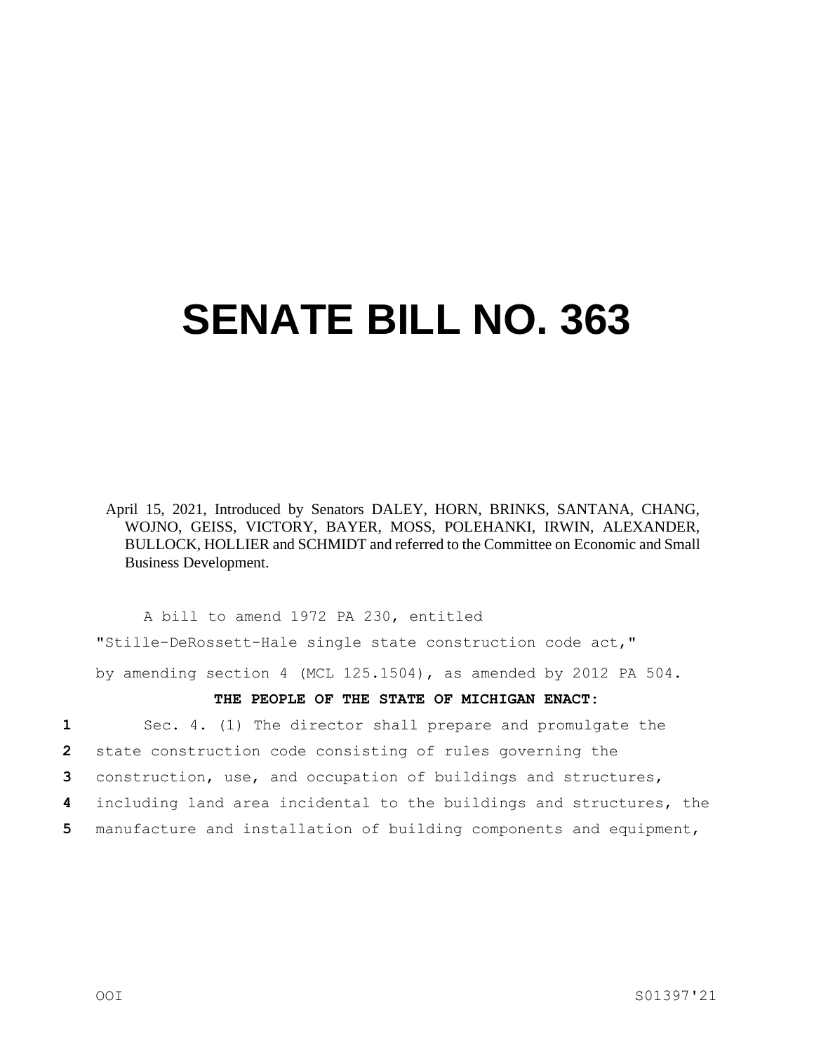# SENATE BILL NO. 363

April 15, 2021, Introduced by Senators DALEY, HORN, BRINKS, SANTANA, CHANG, WOJNO, GEISS, VICTORY, BAYER, MOSS, POLEHANKI, IRWIN, ALEXANDER, BULLOCK, HOLLIER and SCHMIDT and referred to the Committee on Economic and Small Business Development.

A bill to amend 1972 PA 230, entitled

"Stille-DeRossett-Hale single state construction code act,"

by amending section 4 (MCL 125.1504), as amended by 2012 PA 504.

**THE PEOPLE OF THE STATE OF MICHIGAN ENACT:**

1 Sec. 4. (1) The director shall prepare and promulgate the
2 state construction code consisting of rules governing the
3 construction, use, and occupation of buildings and structures,
4 including land area incidental to the buildings and structures, the
5 manufacture and installation of building components and equipment,

OOI S01397'21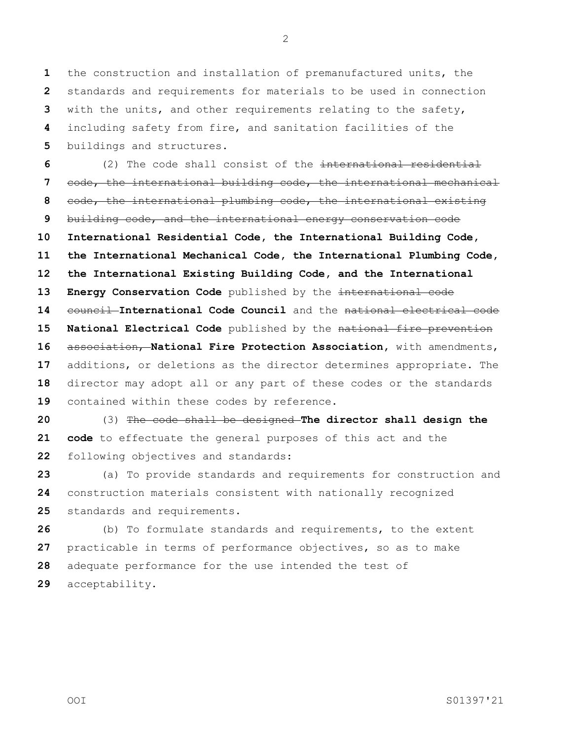the construction and installation of premanufactured units, the standards and requirements for materials to be used in connection with the units, and other requirements relating to the safety, including safety from fire, and sanitation facilities of the buildings and structures.

(2) The code shall consist of the ~~international residential code, the international building code, the international mechanical code, the international plumbing code, the international existing building code, and the international energy conservation code~~ **International Residential Code, the International Building Code, the International Mechanical Code, the International Plumbing Code, the International Existing Building Code, and the International Energy Conservation Code** published by the ~~international code council~~ **International Code Council** and the ~~national electrical code~~ **National Electrical Code** published by the ~~national fire prevention association,~~ **National Fire Protection Association**, with amendments, additions, or deletions as the director determines appropriate. The director may adopt all or any part of these codes or the standards contained within these codes by reference.

(3) ~~The code shall be designed~~ **The director shall design the code** to effectuate the general purposes of this act and the following objectives and standards:

(a) To provide standards and requirements for construction and construction materials consistent with nationally recognized standards and requirements.

(b) To formulate standards and requirements, to the extent practicable in terms of performance objectives, so as to make adequate performance for the use intended the test of acceptability.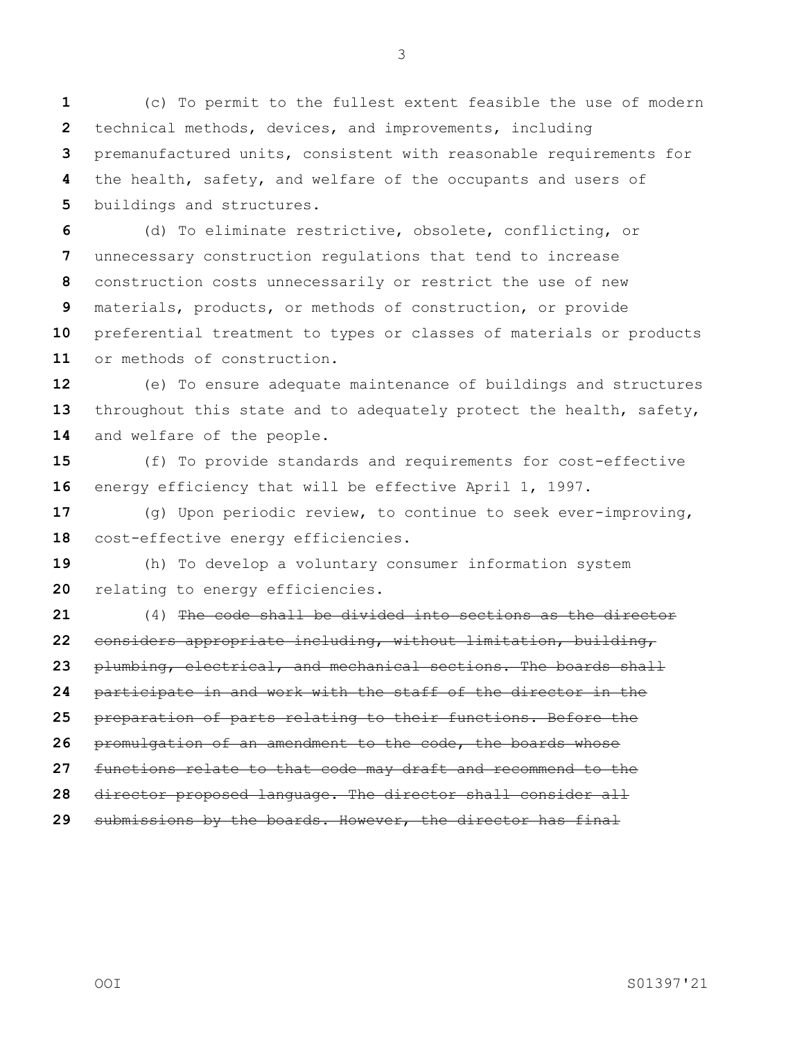(c) To permit to the fullest extent feasible the use of modern technical methods, devices, and improvements, including premanufactured units, consistent with reasonable requirements for the health, safety, and welfare of the occupants and users of buildings and structures.

(d) To eliminate restrictive, obsolete, conflicting, or unnecessary construction regulations that tend to increase construction costs unnecessarily or restrict the use of new materials, products, or methods of construction, or provide preferential treatment to types or classes of materials or products or methods of construction.

(e) To ensure adequate maintenance of buildings and structures throughout this state and to adequately protect the health, safety, and welfare of the people.

(f) To provide standards and requirements for cost-effective energy efficiency that will be effective April 1, 1997.

(g) Upon periodic review, to continue to seek ever-improving, cost-effective energy efficiencies.

(h) To develop a voluntary consumer information system relating to energy efficiencies.

(4) ~~The code shall be divided into sections as the director considers appropriate including, without limitation, building, plumbing, electrical, and mechanical sections. The boards shall participate in and work with the staff of the director in the preparation of parts relating to their functions. Before the promulgation of an amendment to the code, the boards whose functions relate to that code may draft and recommend to the director proposed language. The director shall consider all submissions by the boards. However, the director has final~~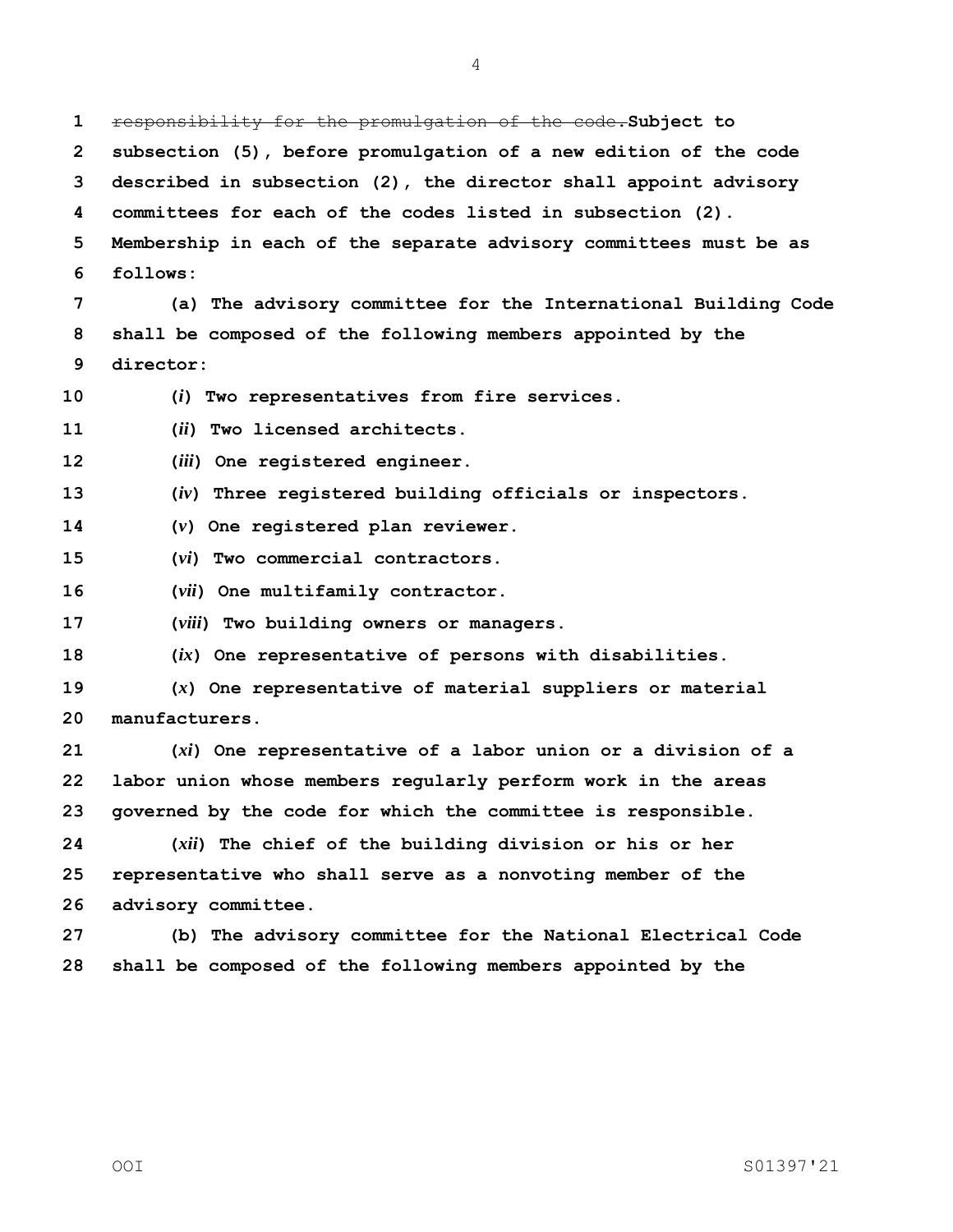~~responsibility for the promulgation of the code.~~**Subject to subsection (5), before promulgation of a new edition of the code described in subsection (2), the director shall appoint advisory committees for each of the codes listed in subsection (2). Membership in each of the separate advisory committees must be as follows:**

**(a) The advisory committee for the International Building Code shall be composed of the following members appointed by the director:**

**(*i*) Two representatives from fire services.**

**(*ii*) Two licensed architects.**

**(*iii*) One registered engineer.**

**(*iv*) Three registered building officials or inspectors.**

**(*v*) One registered plan reviewer.**

**(*vi*) Two commercial contractors.**

**(*vii*) One multifamily contractor.**

**(*viii*) Two building owners or managers.**

**(*ix*) One representative of persons with disabilities.**

**(*x*) One representative of material suppliers or material manufacturers.**

**(*xi*) One representative of a labor union or a division of a labor union whose members regularly perform work in the areas governed by the code for which the committee is responsible.**

**(*xii*) The chief of the building division or his or her representative who shall serve as a nonvoting member of the advisory committee.**

**(b) The advisory committee for the National Electrical Code shall be composed of the following members appointed by the**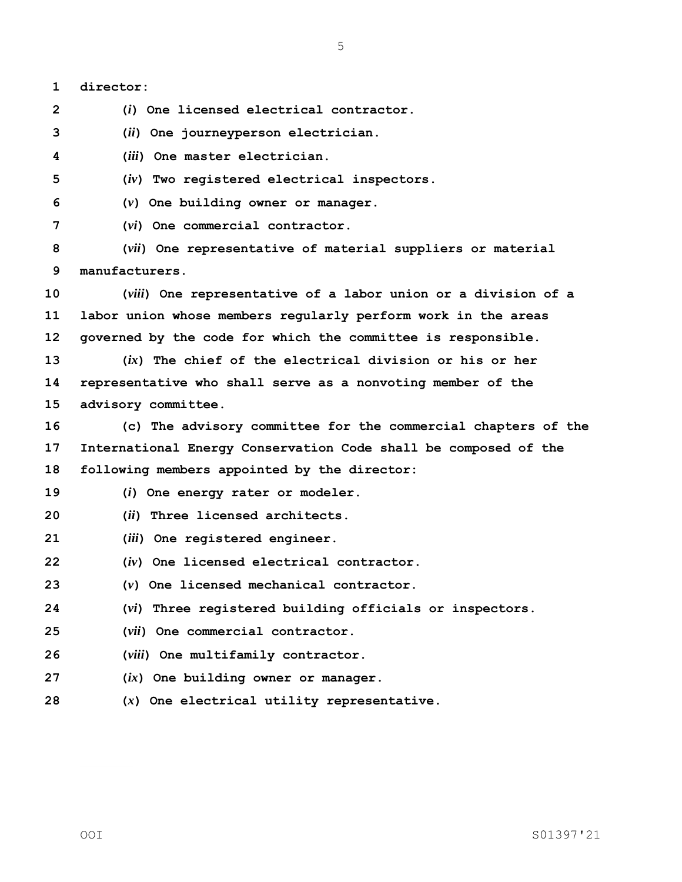**director:**

**(*i*) One licensed electrical contractor.**

**(*ii*) One journeyperson electrician.**

**(*iii*) One master electrician.**

**(*iv*) Two registered electrical inspectors.**

**(*v*) One building owner or manager.**

**(*vi*) One commercial contractor.**

**(*vii*) One representative of material suppliers or material manufacturers.**

**(*viii*) One representative of a labor union or a division of a labor union whose members regularly perform work in the areas governed by the code for which the committee is responsible.**

**(*ix*) The chief of the electrical division or his or her representative who shall serve as a nonvoting member of the advisory committee.**

**(c) The advisory committee for the commercial chapters of the International Energy Conservation Code shall be composed of the following members appointed by the director:**

**(*i*) One energy rater or modeler.**

**(*ii*) Three licensed architects.**

**(*iii*) One registered engineer.**

**(*iv*) One licensed electrical contractor.**

**(*v*) One licensed mechanical contractor.**

**(*vi*) Three registered building officials or inspectors.**

**(*vii*) One commercial contractor.**

**(*viii*) One multifamily contractor.**

**(*ix*) One building owner or manager.**

**(*x*) One electrical utility representative.**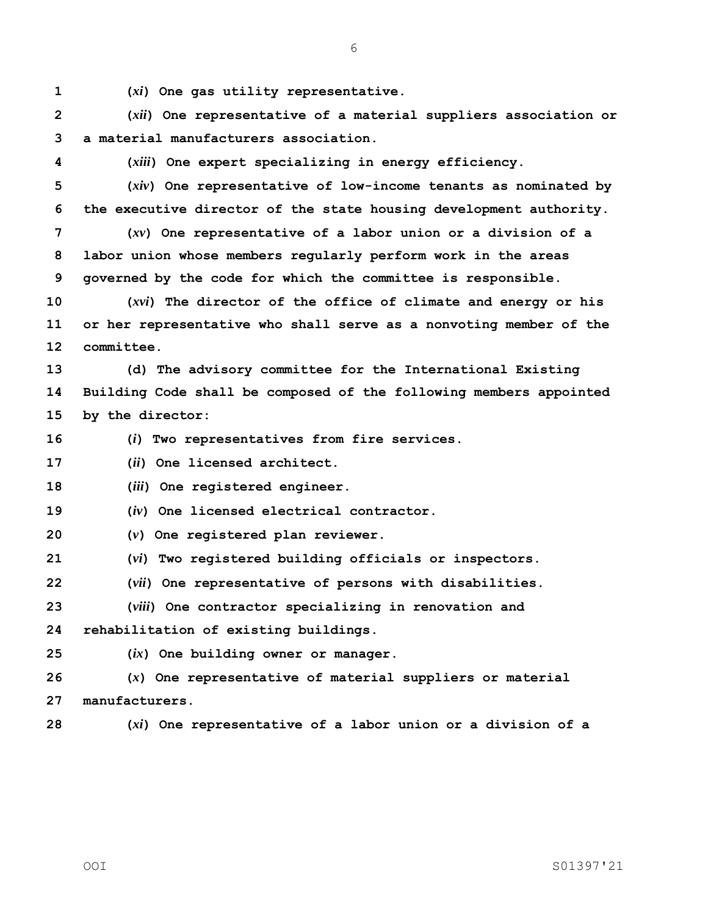(*xi*) One gas utility representative.

(*xii*) One representative of a material suppliers association or a material manufacturers association.

(*xiii*) One expert specializing in energy efficiency.

(*xiv*) One representative of low-income tenants as nominated by the executive director of the state housing development authority.

(*xv*) One representative of a labor union or a division of a labor union whose members regularly perform work in the areas governed by the code for which the committee is responsible.

(*xvi*) The director of the office of climate and energy or his or her representative who shall serve as a nonvoting member of the committee.

(d) The advisory committee for the International Existing Building Code shall be composed of the following members appointed by the director:

(*i*) Two representatives from fire services.

(*ii*) One licensed architect.

(*iii*) One registered engineer.

(*iv*) One licensed electrical contractor.

(*v*) One registered plan reviewer.

(*vi*) Two registered building officials or inspectors.

(*vii*) One representative of persons with disabilities.

(*viii*) One contractor specializing in renovation and rehabilitation of existing buildings.

(*ix*) One building owner or manager.

(*x*) One representative of material suppliers or material manufacturers.

(*xi*) One representative of a labor union or a division of a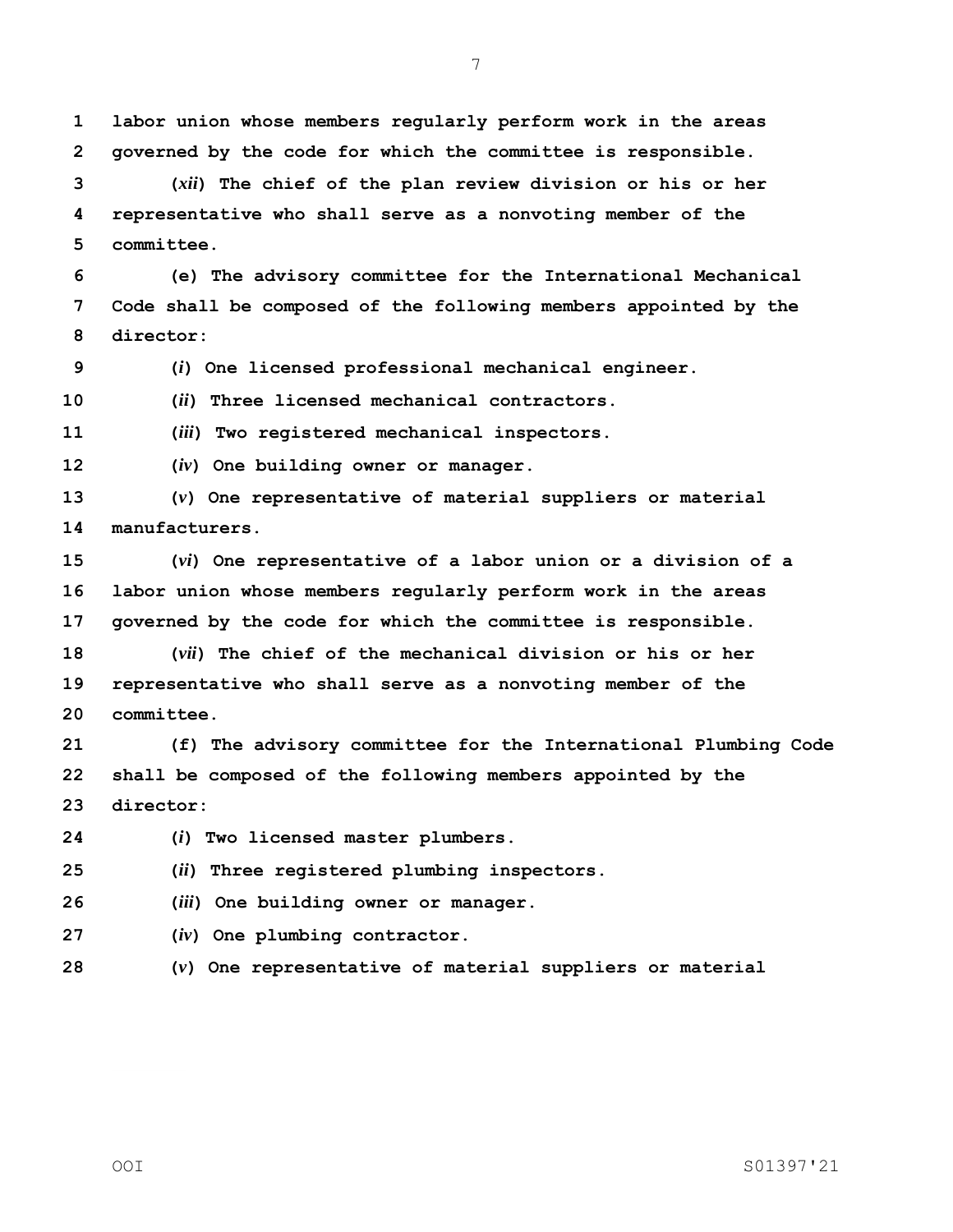**labor union whose members regularly perform work in the areas governed by the code for which the committee is responsible.**

**(*xii*) The chief of the plan review division or his or her representative who shall serve as a nonvoting member of the committee.**

**(e) The advisory committee for the International Mechanical Code shall be composed of the following members appointed by the director:**

**(*i*) One licensed professional mechanical engineer.**

**(*ii*) Three licensed mechanical contractors.**

**(*iii*) Two registered mechanical inspectors.**

**(*iv*) One building owner or manager.**

**(*v*) One representative of material suppliers or material manufacturers.**

**(*vi*) One representative of a labor union or a division of a labor union whose members regularly perform work in the areas governed by the code for which the committee is responsible.**

**(*vii*) The chief of the mechanical division or his or her representative who shall serve as a nonvoting member of the committee.**

**(f) The advisory committee for the International Plumbing Code shall be composed of the following members appointed by the director:**

**(*i*) Two licensed master plumbers.**

**(*ii*) Three registered plumbing inspectors.**

**(*iii*) One building owner or manager.**

**(*iv*) One plumbing contractor.**

**(*v*) One representative of material suppliers or material**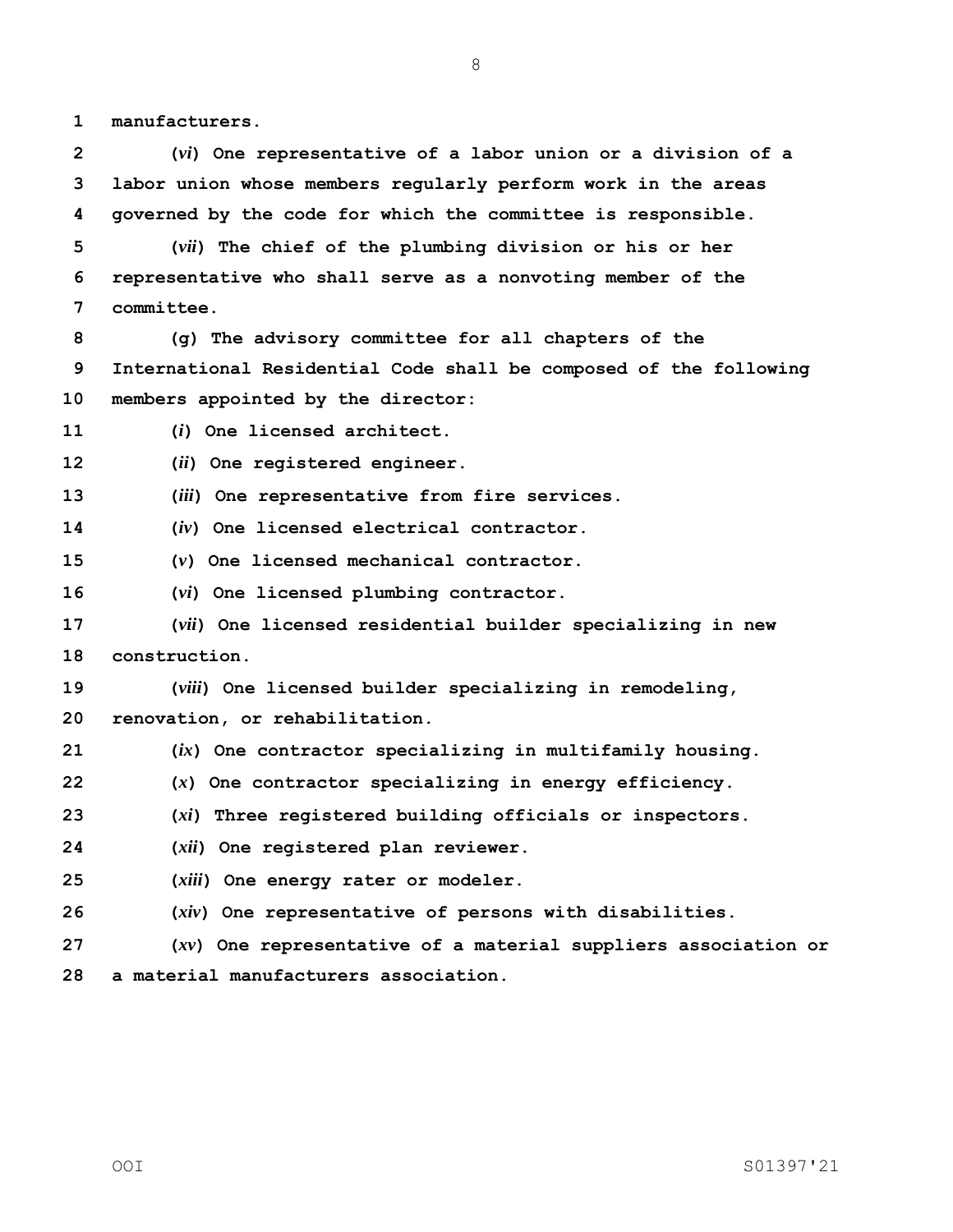**manufacturers.**

**(*vi*) One representative of a labor union or a division of a labor union whose members regularly perform work in the areas governed by the code for which the committee is responsible.**

**(*vii*) The chief of the plumbing division or his or her representative who shall serve as a nonvoting member of the committee.**

**(g) The advisory committee for all chapters of the International Residential Code shall be composed of the following members appointed by the director:**

**(*i*) One licensed architect.**

**(*ii*) One registered engineer.**

**(*iii*) One representative from fire services.**

**(*iv*) One licensed electrical contractor.**

**(*v*) One licensed mechanical contractor.**

**(*vi*) One licensed plumbing contractor.**

**(*vii*) One licensed residential builder specializing in new construction.**

**(*viii*) One licensed builder specializing in remodeling, renovation, or rehabilitation.**

**(*ix*) One contractor specializing in multifamily housing.**

**(*x*) One contractor specializing in energy efficiency.**

**(*xi*) Three registered building officials or inspectors.**

**(*xii*) One registered plan reviewer.**

**(*xiii*) One energy rater or modeler.**

**(*xiv*) One representative of persons with disabilities.**

**(*xv*) One representative of a material suppliers association or a material manufacturers association.**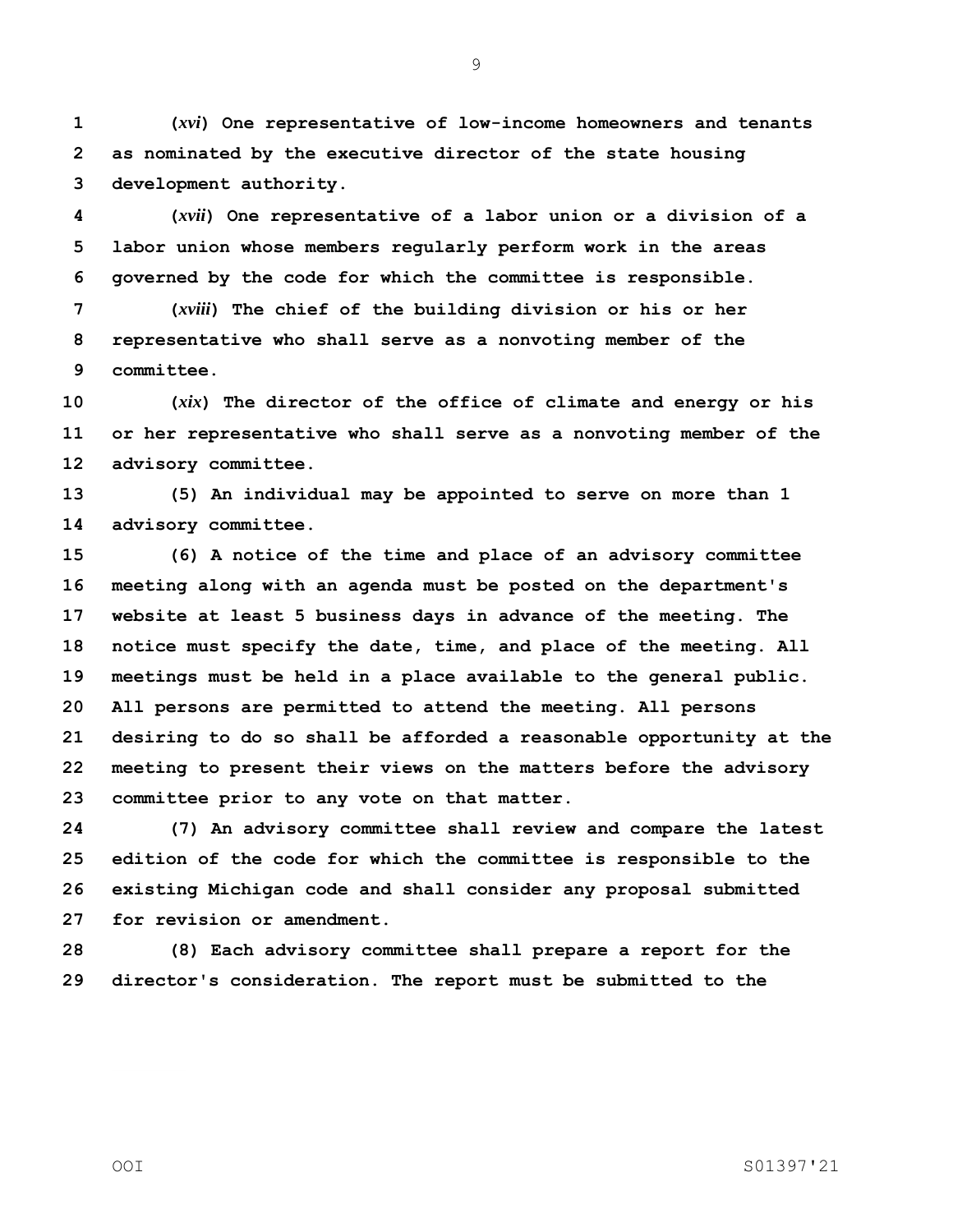**(*xvi*) One representative of low-income homeowners and tenants as nominated by the executive director of the state housing development authority.**

**(*xvii*) One representative of a labor union or a division of a labor union whose members regularly perform work in the areas governed by the code for which the committee is responsible.**

**(*xviii*) The chief of the building division or his or her representative who shall serve as a nonvoting member of the committee.**

**(*xix*) The director of the office of climate and energy or his or her representative who shall serve as a nonvoting member of the advisory committee.**

**(5) An individual may be appointed to serve on more than 1 advisory committee.**

**(6) A notice of the time and place of an advisory committee meeting along with an agenda must be posted on the department's website at least 5 business days in advance of the meeting. The notice must specify the date, time, and place of the meeting. All meetings must be held in a place available to the general public. All persons are permitted to attend the meeting. All persons desiring to do so shall be afforded a reasonable opportunity at the meeting to present their views on the matters before the advisory committee prior to any vote on that matter.**

**(7) An advisory committee shall review and compare the latest edition of the code for which the committee is responsible to the existing Michigan code and shall consider any proposal submitted for revision or amendment.**

**(8) Each advisory committee shall prepare a report for the director's consideration. The report must be submitted to the**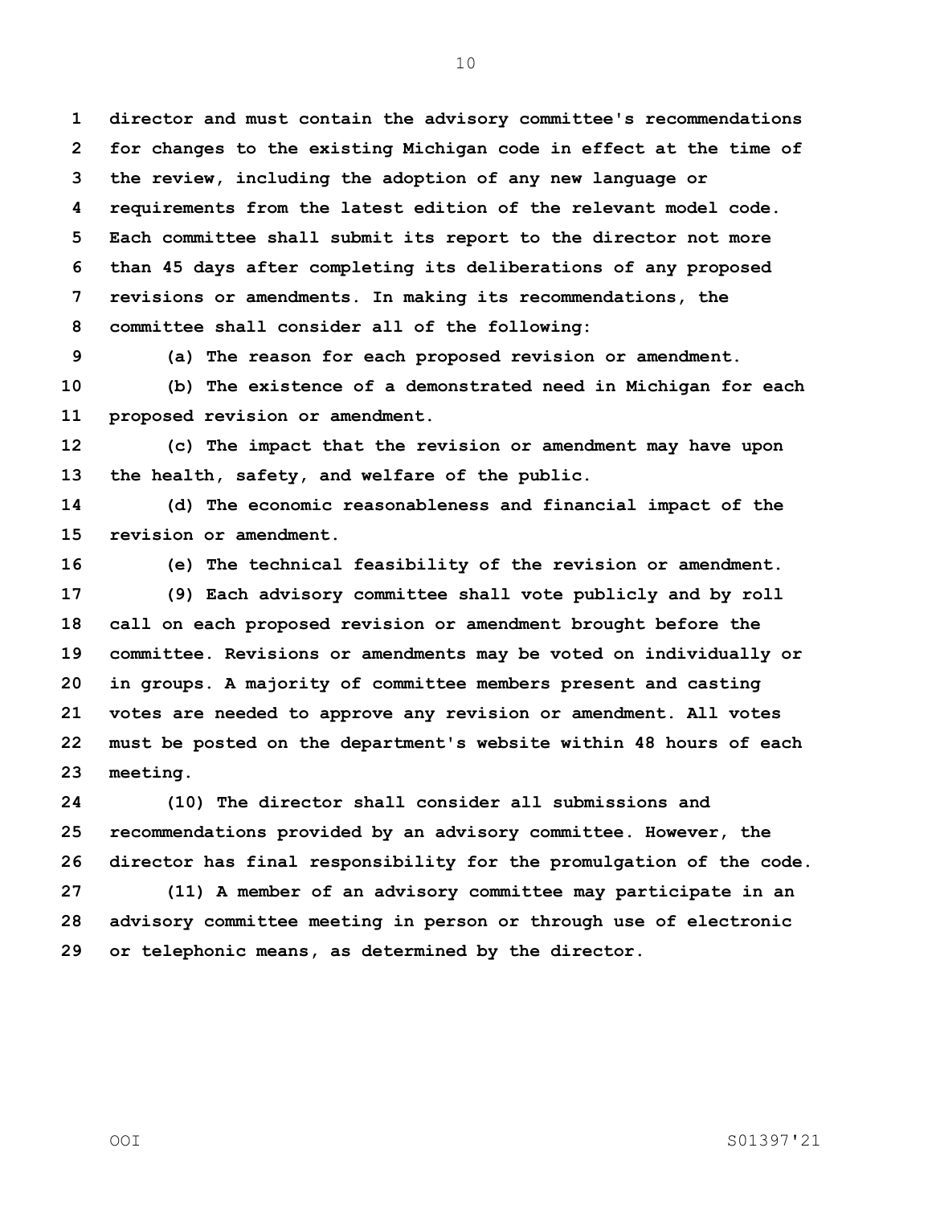**director and must contain the advisory committee's recommendations for changes to the existing Michigan code in effect at the time of the review, including the adoption of any new language or requirements from the latest edition of the relevant model code. Each committee shall submit its report to the director not more than 45 days after completing its deliberations of any proposed revisions or amendments. In making its recommendations, the committee shall consider all of the following:**

**(a) The reason for each proposed revision or amendment.**

**(b) The existence of a demonstrated need in Michigan for each proposed revision or amendment.**

**(c) The impact that the revision or amendment may have upon the health, safety, and welfare of the public.**

**(d) The economic reasonableness and financial impact of the revision or amendment.**

**(e) The technical feasibility of the revision or amendment.**

**(9) Each advisory committee shall vote publicly and by roll call on each proposed revision or amendment brought before the committee. Revisions or amendments may be voted on individually or in groups. A majority of committee members present and casting votes are needed to approve any revision or amendment. All votes must be posted on the department's website within 48 hours of each meeting.**

**(10) The director shall consider all submissions and recommendations provided by an advisory committee. However, the director has final responsibility for the promulgation of the code.**

**(11) A member of an advisory committee may participate in an advisory committee meeting in person or through use of electronic or telephonic means, as determined by the director.**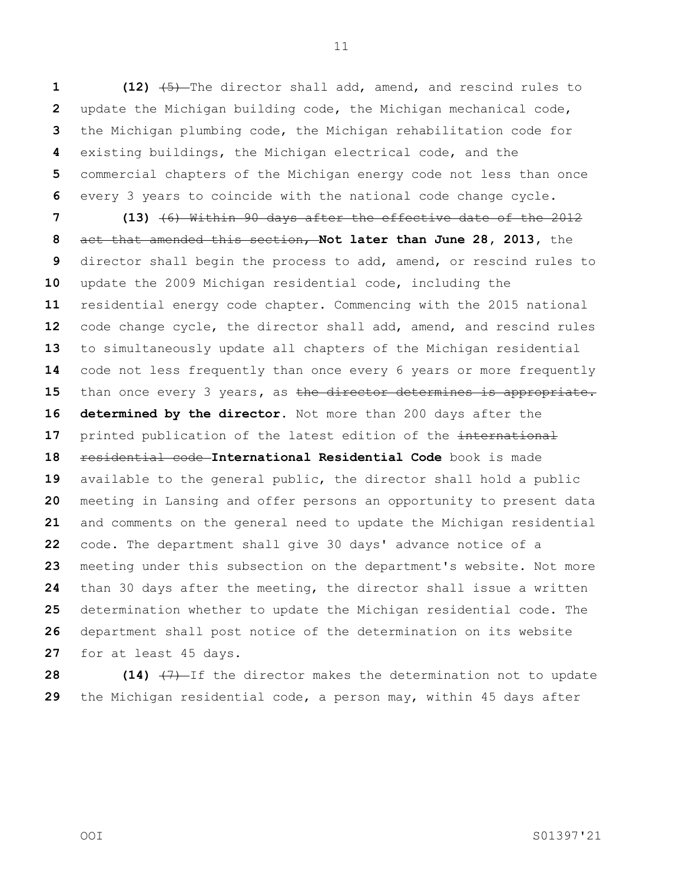**(12)** ~~(5)~~ The director shall add, amend, and rescind rules to update the Michigan building code, the Michigan mechanical code, the Michigan plumbing code, the Michigan rehabilitation code for existing buildings, the Michigan electrical code, and the commercial chapters of the Michigan energy code not less than once every 3 years to coincide with the national code change cycle.

**(13)** ~~(6) Within 90 days after the effective date of the 2012 act that amended this section,~~ **Not later than June 28, 2013,** the director shall begin the process to add, amend, or rescind rules to update the 2009 Michigan residential code, including the residential energy code chapter. Commencing with the 2015 national code change cycle, the director shall add, amend, and rescind rules to simultaneously update all chapters of the Michigan residential code not less frequently than once every 6 years or more frequently than once every 3 years, as ~~the director determines is appropriate.~~ **determined by the director.** Not more than 200 days after the printed publication of the latest edition of the ~~international residential code~~ **International Residential Code** book is made available to the general public, the director shall hold a public meeting in Lansing and offer persons an opportunity to present data and comments on the general need to update the Michigan residential code. The department shall give 30 days' advance notice of a meeting under this subsection on the department's website. Not more than 30 days after the meeting, the director shall issue a written determination whether to update the Michigan residential code. The department shall post notice of the determination on its website for at least 45 days.

**(14)** ~~(7)~~ If the director makes the determination not to update the Michigan residential code, a person may, within 45 days after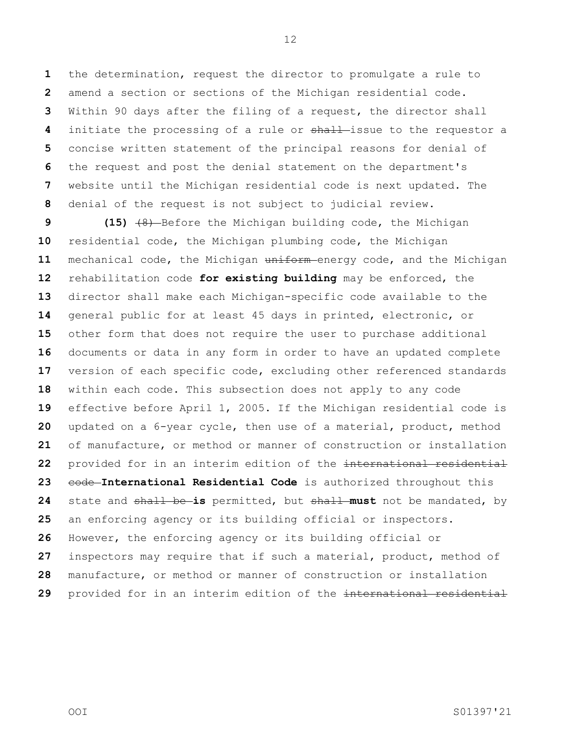the determination, request the director to promulgate a rule to amend a section or sections of the Michigan residential code. Within 90 days after the filing of a request, the director shall initiate the processing of a rule or ~~shall~~ issue to the requestor a concise written statement of the principal reasons for denial of the request and post the denial statement on the department's website until the Michigan residential code is next updated. The denial of the request is not subject to judicial review.

**(15)** ~~(8)~~ Before the Michigan building code, the Michigan residential code, the Michigan plumbing code, the Michigan mechanical code, the Michigan ~~uniform~~ energy code, and the Michigan rehabilitation code **for existing building** may be enforced, the director shall make each Michigan-specific code available to the general public for at least 45 days in printed, electronic, or other form that does not require the user to purchase additional documents or data in any form in order to have an updated complete version of each specific code, excluding other referenced standards within each code. This subsection does not apply to any code effective before April 1, 2005. If the Michigan residential code is updated on a 6-year cycle, then use of a material, product, method of manufacture, or method or manner of construction or installation provided for in an interim edition of the ~~international residential code~~ **International Residential Code** is authorized throughout this state and ~~shall be~~ **is** permitted, but ~~shall~~ **must** not be mandated, by an enforcing agency or its building official or inspectors. However, the enforcing agency or its building official or inspectors may require that if such a material, product, method of manufacture, or method or manner of construction or installation provided for in an interim edition of the ~~international residential~~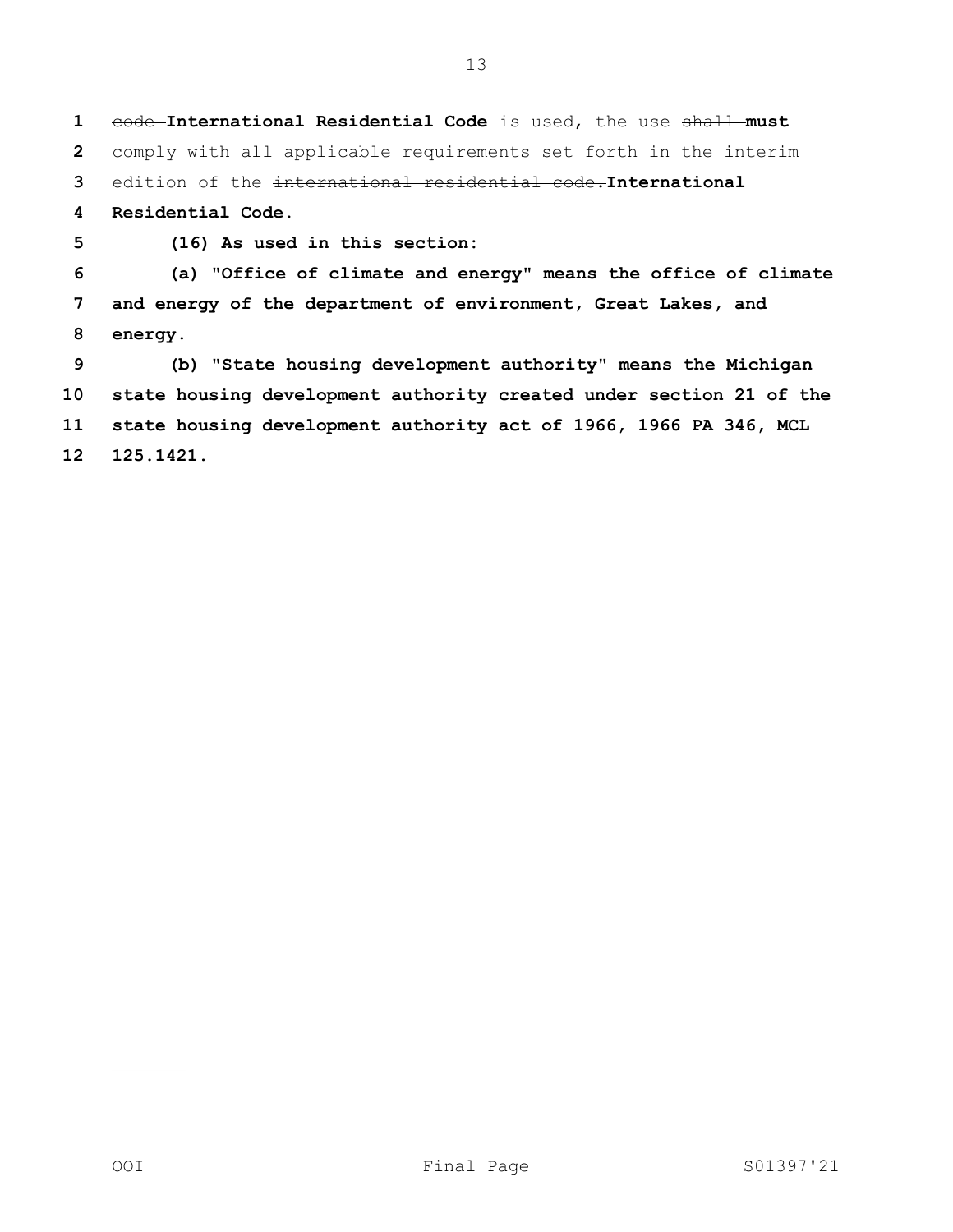~~code~~ **International Residential Code** is used, the use ~~shall~~ **must** comply with all applicable requirements set forth in the interim edition of the ~~international residential code.~~**International Residential Code.**

**(16) As used in this section:**

**(a) "Office of climate and energy" means the office of climate and energy of the department of environment, Great Lakes, and energy.**

**(b) "State housing development authority" means the Michigan state housing development authority created under section 21 of the state housing development authority act of 1966, 1966 PA 346, MCL 125.1421.**